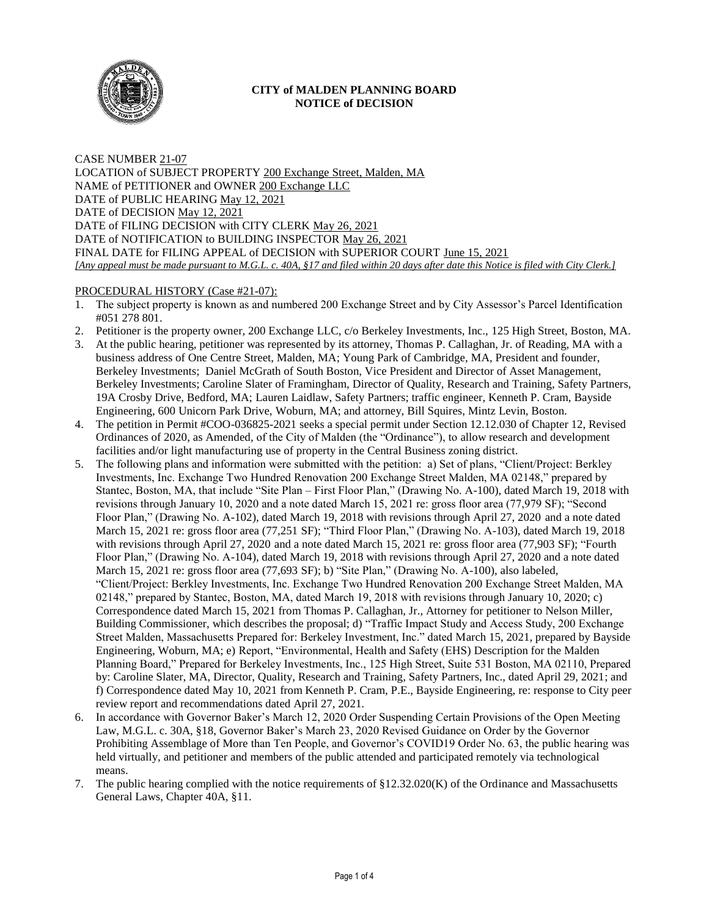# CITY of MALDEN PLANNING BOARD
## NOTICE of DECISION

CASE NUMBER 21-07
LOCATION of SUBJECT PROPERTY 200 Exchange Street, Malden, MA
NAME of PETITIONER and OWNER 200 Exchange LLC
DATE of PUBLIC HEARING May 12, 2021
DATE of DECISION May 12, 2021
DATE of FILING DECISION with CITY CLERK May 26, 2021
DATE of NOTIFICATION to BUILDING INSPECTOR May 26, 2021
FINAL DATE for FILING APPEAL of DECISION with SUPERIOR COURT June 15, 2021
*[Any appeal must be made pursuant to M.G.L. c. 40A, §17 and filed within 20 days after date this Notice is filed with City Clerk.]*

PROCEDURAL HISTORY (Case #21-07):

1. The subject property is known as and numbered 200 Exchange Street and by City Assessor's Parcel Identification #051 278 801.
2. Petitioner is the property owner, 200 Exchange LLC, c/o Berkeley Investments, Inc., 125 High Street, Boston, MA.
3. At the public hearing, petitioner was represented by its attorney, Thomas P. Callaghan, Jr. of Reading, MA with a business address of One Centre Street, Malden, MA; Young Park of Cambridge, MA, President and founder, Berkeley Investments; Daniel McGrath of South Boston, Vice President and Director of Asset Management, Berkeley Investments; Caroline Slater of Framingham, Director of Quality, Research and Training, Safety Partners, 19A Crosby Drive, Bedford, MA; Lauren Laidlaw, Safety Partners; traffic engineer, Kenneth P. Cram, Bayside Engineering, 600 Unicorn Park Drive, Woburn, MA; and attorney, Bill Squires, Mintz Levin, Boston.
4. The petition in Permit #COO-036825-2021 seeks a special permit under Section 12.12.030 of Chapter 12, Revised Ordinances of 2020, as Amended, of the City of Malden (the "Ordinance"), to allow research and development facilities and/or light manufacturing use of property in the Central Business zoning district.
5. The following plans and information were submitted with the petition: a) Set of plans, "Client/Project: Berkley Investments, Inc. Exchange Two Hundred Renovation 200 Exchange Street Malden, MA 02148," prepared by Stantec, Boston, MA, that include "Site Plan – First Floor Plan," (Drawing No. A-100), dated March 19, 2018 with revisions through January 10, 2020 and a note dated March 15, 2021 re: gross floor area (77,979 SF); "Second Floor Plan," (Drawing No. A-102), dated March 19, 2018 with revisions through April 27, 2020 and a note dated March 15, 2021 re: gross floor area (77,251 SF); "Third Floor Plan," (Drawing No. A-103), dated March 19, 2018 with revisions through April 27, 2020 and a note dated March 15, 2021 re: gross floor area (77,903 SF); "Fourth Floor Plan," (Drawing No. A-104), dated March 19, 2018 with revisions through April 27, 2020 and a note dated March 15, 2021 re: gross floor area (77,693 SF); b) "Site Plan," (Drawing No. A-100), also labeled, "Client/Project: Berkley Investments, Inc. Exchange Two Hundred Renovation 200 Exchange Street Malden, MA 02148," prepared by Stantec, Boston, MA, dated March 19, 2018 with revisions through January 10, 2020; c) Correspondence dated March 15, 2021 from Thomas P. Callaghan, Jr., Attorney for petitioner to Nelson Miller, Building Commissioner, which describes the proposal; d) "Traffic Impact Study and Access Study, 200 Exchange Street Malden, Massachusetts Prepared for: Berkeley Investment, Inc." dated March 15, 2021, prepared by Bayside Engineering, Woburn, MA; e) Report, "Environmental, Health and Safety (EHS) Description for the Malden Planning Board," Prepared for Berkeley Investments, Inc., 125 High Street, Suite 531 Boston, MA 02110, Prepared by: Caroline Slater, MA, Director, Quality, Research and Training, Safety Partners, Inc., dated April 29, 2021; and f) Correspondence dated May 10, 2021 from Kenneth P. Cram, P.E., Bayside Engineering, re: response to City peer review report and recommendations dated April 27, 2021.
6. In accordance with Governor Baker's March 12, 2020 Order Suspending Certain Provisions of the Open Meeting Law, M.G.L. c. 30A, §18, Governor Baker's March 23, 2020 Revised Guidance on Order by the Governor Prohibiting Assemblage of More than Ten People, and Governor's COVID19 Order No. 63, the public hearing was held virtually, and petitioner and members of the public attended and participated remotely via technological means.
7. The public hearing complied with the notice requirements of §12.32.020(K) of the Ordinance and Massachusetts General Laws, Chapter 40A, §11.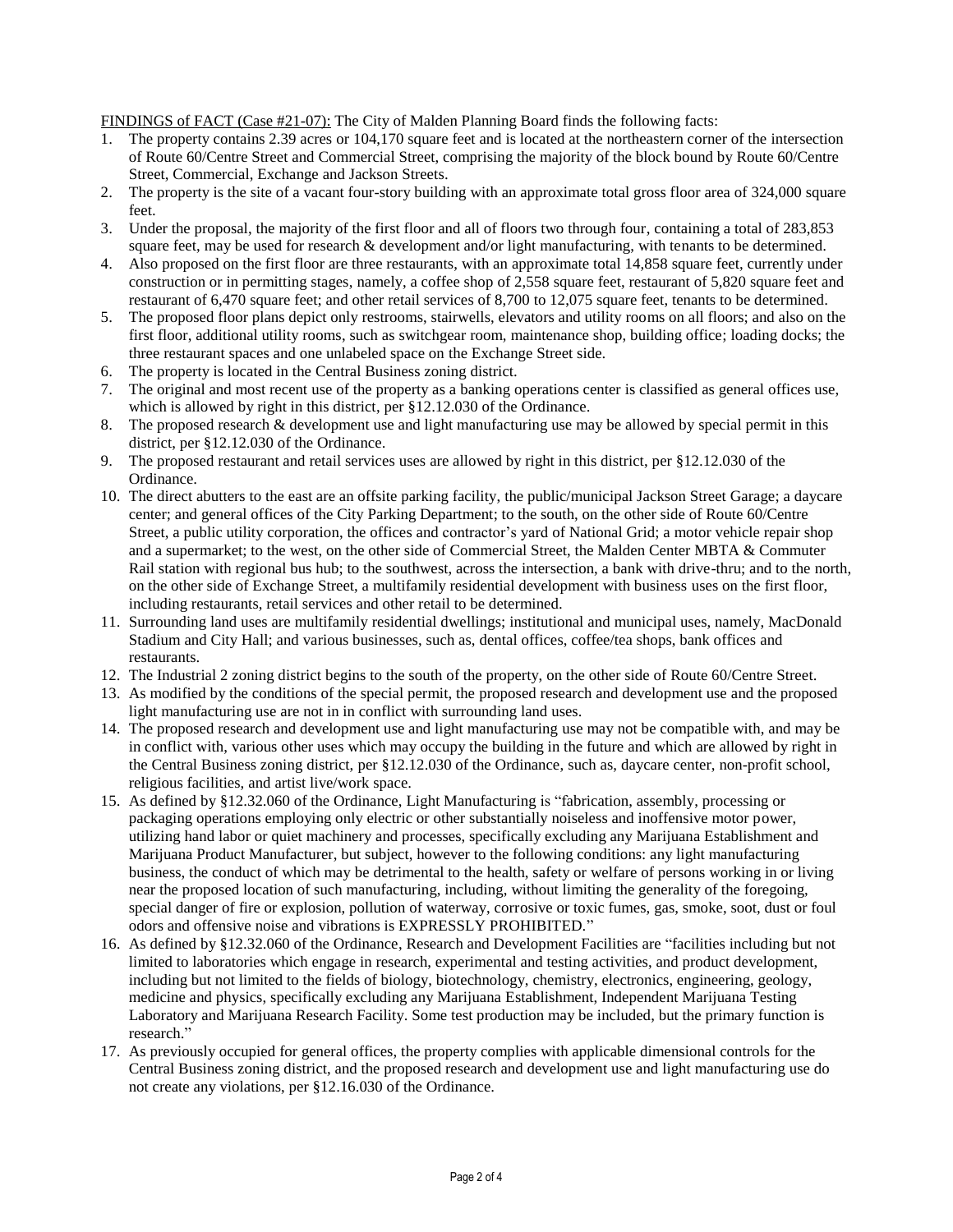<u>FINDINGS of FACT (Case #21-07):</u> The City of Malden Planning Board finds the following facts:

1. The property contains 2.39 acres or 104,170 square feet and is located at the northeastern corner of the intersection of Route 60/Centre Street and Commercial Street, comprising the majority of the block bound by Route 60/Centre Street, Commercial, Exchange and Jackson Streets.
2. The property is the site of a vacant four-story building with an approximate total gross floor area of 324,000 square feet.
3. Under the proposal, the majority of the first floor and all of floors two through four, containing a total of 283,853 square feet, may be used for research & development and/or light manufacturing, with tenants to be determined.
4. Also proposed on the first floor are three restaurants, with an approximate total 14,858 square feet, currently under construction or in permitting stages, namely, a coffee shop of 2,558 square feet, restaurant of 5,820 square feet and restaurant of 6,470 square feet; and other retail services of 8,700 to 12,075 square feet, tenants to be determined.
5. The proposed floor plans depict only restrooms, stairwells, elevators and utility rooms on all floors; and also on the first floor, additional utility rooms, such as switchgear room, maintenance shop, building office; loading docks; the three restaurant spaces and one unlabeled space on the Exchange Street side.
6. The property is located in the Central Business zoning district.
7. The original and most recent use of the property as a banking operations center is classified as general offices use, which is allowed by right in this district, per §12.12.030 of the Ordinance.
8. The proposed research & development use and light manufacturing use may be allowed by special permit in this district, per §12.12.030 of the Ordinance.
9. The proposed restaurant and retail services uses are allowed by right in this district, per §12.12.030 of the Ordinance.
10. The direct abutters to the east are an offsite parking facility, the public/municipal Jackson Street Garage; a daycare center; and general offices of the City Parking Department; to the south, on the other side of Route 60/Centre Street, a public utility corporation, the offices and contractor's yard of National Grid; a motor vehicle repair shop and a supermarket; to the west, on the other side of Commercial Street, the Malden Center MBTA & Commuter Rail station with regional bus hub; to the southwest, across the intersection, a bank with drive-thru; and to the north, on the other side of Exchange Street, a multifamily residential development with business uses on the first floor, including restaurants, retail services and other retail to be determined.
11. Surrounding land uses are multifamily residential dwellings; institutional and municipal uses, namely, MacDonald Stadium and City Hall; and various businesses, such as, dental offices, coffee/tea shops, bank offices and restaurants.
12. The Industrial 2 zoning district begins to the south of the property, on the other side of Route 60/Centre Street.
13. As modified by the conditions of the special permit, the proposed research and development use and the proposed light manufacturing use are not in in conflict with surrounding land uses.
14. The proposed research and development use and light manufacturing use may not be compatible with, and may be in conflict with, various other uses which may occupy the building in the future and which are allowed by right in the Central Business zoning district, per §12.12.030 of the Ordinance, such as, daycare center, non-profit school, religious facilities, and artist live/work space.
15. As defined by §12.32.060 of the Ordinance, Light Manufacturing is "fabrication, assembly, processing or packaging operations employing only electric or other substantially noiseless and inoffensive motor power, utilizing hand labor or quiet machinery and processes, specifically excluding any Marijuana Establishment and Marijuana Product Manufacturer, but subject, however to the following conditions: any light manufacturing business, the conduct of which may be detrimental to the health, safety or welfare of persons working in or living near the proposed location of such manufacturing, including, without limiting the generality of the foregoing, special danger of fire or explosion, pollution of waterway, corrosive or toxic fumes, gas, smoke, soot, dust or foul odors and offensive noise and vibrations is EXPRESSLY PROHIBITED."
16. As defined by §12.32.060 of the Ordinance, Research and Development Facilities are "facilities including but not limited to laboratories which engage in research, experimental and testing activities, and product development, including but not limited to the fields of biology, biotechnology, chemistry, electronics, engineering, geology, medicine and physics, specifically excluding any Marijuana Establishment, Independent Marijuana Testing Laboratory and Marijuana Research Facility. Some test production may be included, but the primary function is research."
17. As previously occupied for general offices, the property complies with applicable dimensional controls for the Central Business zoning district, and the proposed research and development use and light manufacturing use do not create any violations, per §12.16.030 of the Ordinance.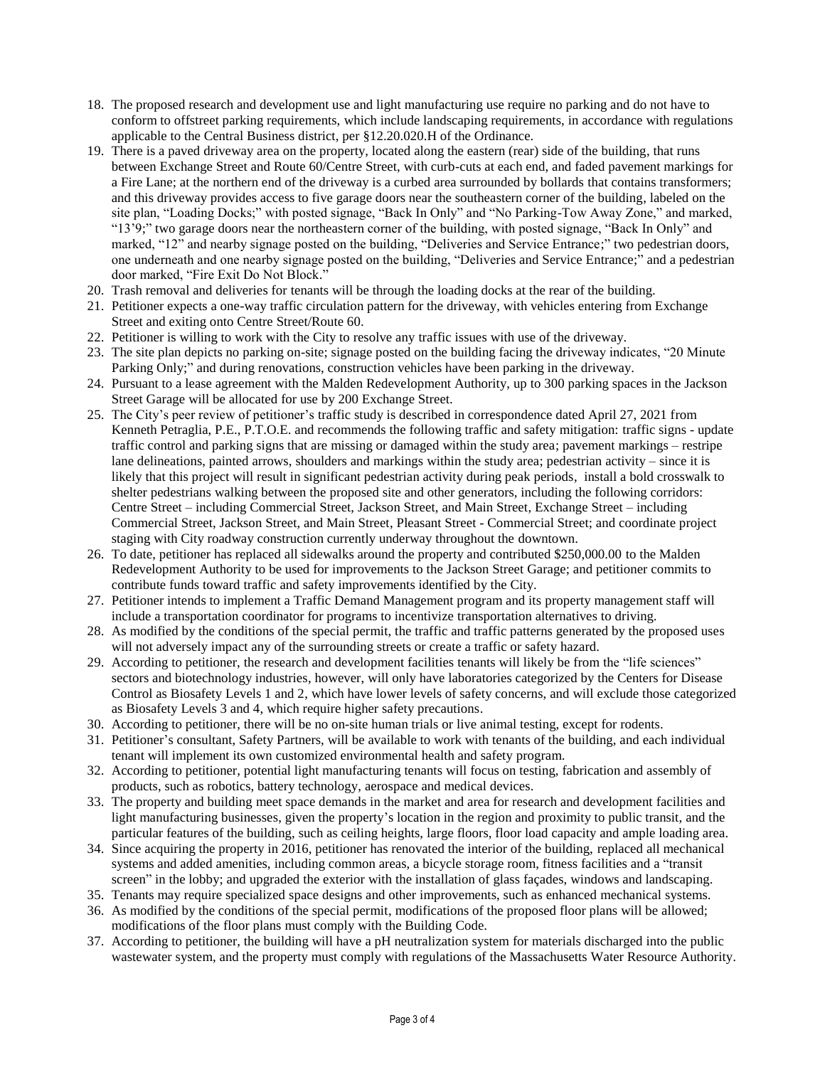18. The proposed research and development use and light manufacturing use require no parking and do not have to conform to offstreet parking requirements, which include landscaping requirements, in accordance with regulations applicable to the Central Business district, per §12.20.020.H of the Ordinance.
19. There is a paved driveway area on the property, located along the eastern (rear) side of the building, that runs between Exchange Street and Route 60/Centre Street, with curb-cuts at each end, and faded pavement markings for a Fire Lane; at the northern end of the driveway is a curbed area surrounded by bollards that contains transformers; and this driveway provides access to five garage doors near the southeastern corner of the building, labeled on the site plan, "Loading Docks;" with posted signage, "Back In Only" and "No Parking-Tow Away Zone," and marked, "13'9;" two garage doors near the northeastern corner of the building, with posted signage, "Back In Only" and marked, "12" and nearby signage posted on the building, "Deliveries and Service Entrance;" two pedestrian doors, one underneath and one nearby signage posted on the building, "Deliveries and Service Entrance;" and a pedestrian door marked, "Fire Exit Do Not Block."
20. Trash removal and deliveries for tenants will be through the loading docks at the rear of the building.
21. Petitioner expects a one-way traffic circulation pattern for the driveway, with vehicles entering from Exchange Street and exiting onto Centre Street/Route 60.
22. Petitioner is willing to work with the City to resolve any traffic issues with use of the driveway.
23. The site plan depicts no parking on-site; signage posted on the building facing the driveway indicates, "20 Minute Parking Only;" and during renovations, construction vehicles have been parking in the driveway.
24. Pursuant to a lease agreement with the Malden Redevelopment Authority, up to 300 parking spaces in the Jackson Street Garage will be allocated for use by 200 Exchange Street.
25. The City's peer review of petitioner's traffic study is described in correspondence dated April 27, 2021 from Kenneth Petraglia, P.E., P.T.O.E. and recommends the following traffic and safety mitigation: traffic signs - update traffic control and parking signs that are missing or damaged within the study area; pavement markings – restripe lane delineations, painted arrows, shoulders and markings within the study area; pedestrian activity – since it is likely that this project will result in significant pedestrian activity during peak periods, install a bold crosswalk to shelter pedestrians walking between the proposed site and other generators, including the following corridors: Centre Street – including Commercial Street, Jackson Street, and Main Street, Exchange Street – including Commercial Street, Jackson Street, and Main Street, Pleasant Street - Commercial Street; and coordinate project staging with City roadway construction currently underway throughout the downtown.
26. To date, petitioner has replaced all sidewalks around the property and contributed $250,000.00 to the Malden Redevelopment Authority to be used for improvements to the Jackson Street Garage; and petitioner commits to contribute funds toward traffic and safety improvements identified by the City.
27. Petitioner intends to implement a Traffic Demand Management program and its property management staff will include a transportation coordinator for programs to incentivize transportation alternatives to driving.
28. As modified by the conditions of the special permit, the traffic and traffic patterns generated by the proposed uses will not adversely impact any of the surrounding streets or create a traffic or safety hazard.
29. According to petitioner, the research and development facilities tenants will likely be from the "life sciences" sectors and biotechnology industries, however, will only have laboratories categorized by the Centers for Disease Control as Biosafety Levels 1 and 2, which have lower levels of safety concerns, and will exclude those categorized as Biosafety Levels 3 and 4, which require higher safety precautions.
30. According to petitioner, there will be no on-site human trials or live animal testing, except for rodents.
31. Petitioner's consultant, Safety Partners, will be available to work with tenants of the building, and each individual tenant will implement its own customized environmental health and safety program.
32. According to petitioner, potential light manufacturing tenants will focus on testing, fabrication and assembly of products, such as robotics, battery technology, aerospace and medical devices.
33. The property and building meet space demands in the market and area for research and development facilities and light manufacturing businesses, given the property's location in the region and proximity to public transit, and the particular features of the building, such as ceiling heights, large floors, floor load capacity and ample loading area.
34. Since acquiring the property in 2016, petitioner has renovated the interior of the building, replaced all mechanical systems and added amenities, including common areas, a bicycle storage room, fitness facilities and a "transit screen" in the lobby; and upgraded the exterior with the installation of glass façades, windows and landscaping.
35. Tenants may require specialized space designs and other improvements, such as enhanced mechanical systems.
36. As modified by the conditions of the special permit, modifications of the proposed floor plans will be allowed; modifications of the floor plans must comply with the Building Code.
37. According to petitioner, the building will have a pH neutralization system for materials discharged into the public wastewater system, and the property must comply with regulations of the Massachusetts Water Resource Authority.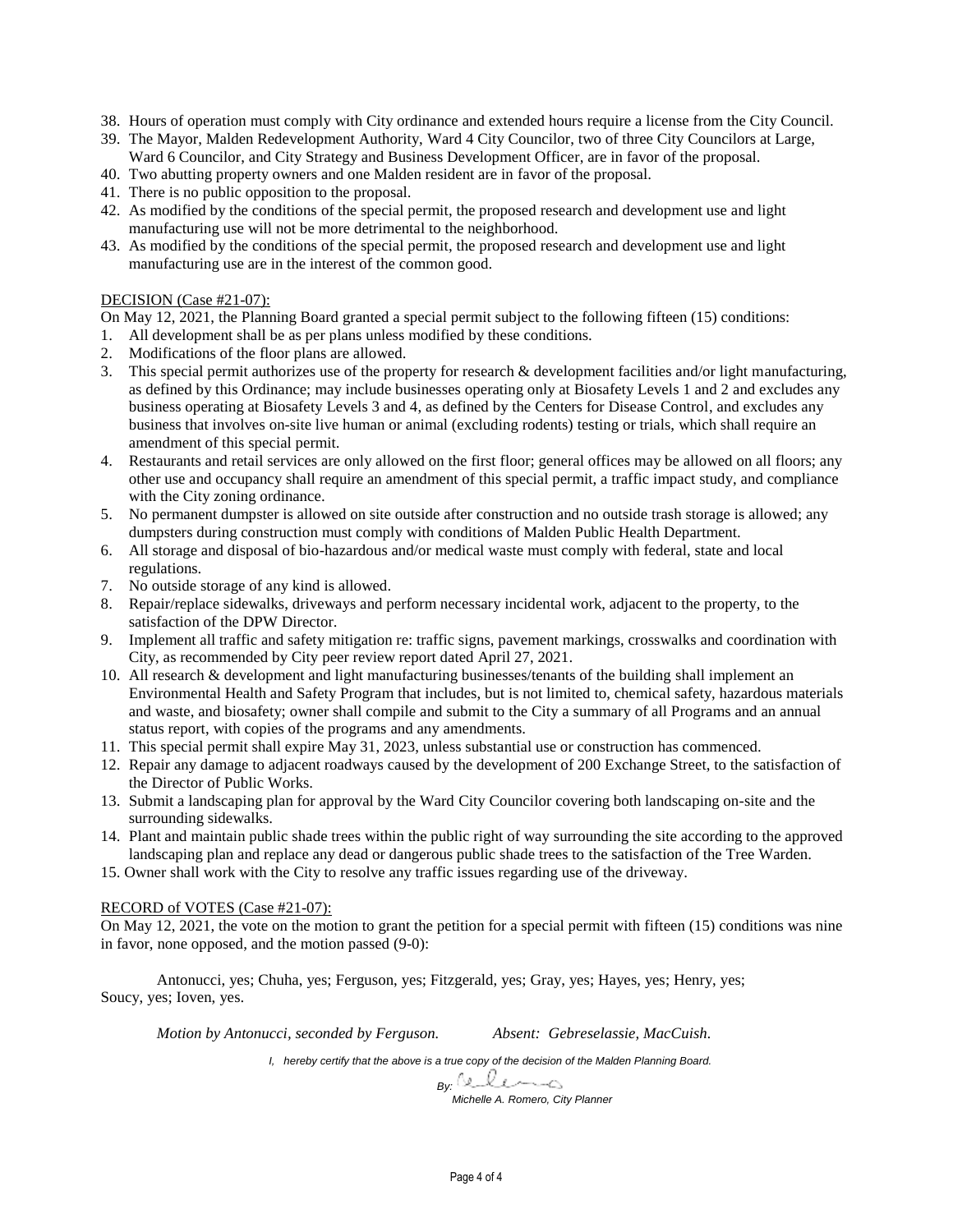38. Hours of operation must comply with City ordinance and extended hours require a license from the City Council.
39. The Mayor, Malden Redevelopment Authority, Ward 4 City Councilor, two of three City Councilors at Large, Ward 6 Councilor, and City Strategy and Business Development Officer, are in favor of the proposal.
40. Two abutting property owners and one Malden resident are in favor of the proposal.
41. There is no public opposition to the proposal.
42. As modified by the conditions of the special permit, the proposed research and development use and light manufacturing use will not be more detrimental to the neighborhood.
43. As modified by the conditions of the special permit, the proposed research and development use and light manufacturing use are in the interest of the common good.

DECISION (Case #21-07):

On May 12, 2021, the Planning Board granted a special permit subject to the following fifteen (15) conditions:

1. All development shall be as per plans unless modified by these conditions.
2. Modifications of the floor plans are allowed.
3. This special permit authorizes use of the property for research & development facilities and/or light manufacturing, as defined by this Ordinance; may include businesses operating only at Biosafety Levels 1 and 2 and excludes any business operating at Biosafety Levels 3 and 4, as defined by the Centers for Disease Control, and excludes any business that involves on-site live human or animal (excluding rodents) testing or trials, which shall require an amendment of this special permit.
4. Restaurants and retail services are only allowed on the first floor; general offices may be allowed on all floors; any other use and occupancy shall require an amendment of this special permit, a traffic impact study, and compliance with the City zoning ordinance.
5. No permanent dumpster is allowed on site outside after construction and no outside trash storage is allowed; any dumpsters during construction must comply with conditions of Malden Public Health Department.
6. All storage and disposal of bio-hazardous and/or medical waste must comply with federal, state and local regulations.
7. No outside storage of any kind is allowed.
8. Repair/replace sidewalks, driveways and perform necessary incidental work, adjacent to the property, to the satisfaction of the DPW Director.
9. Implement all traffic and safety mitigation re: traffic signs, pavement markings, crosswalks and coordination with City, as recommended by City peer review report dated April 27, 2021.
10. All research & development and light manufacturing businesses/tenants of the building shall implement an Environmental Health and Safety Program that includes, but is not limited to, chemical safety, hazardous materials and waste, and biosafety; owner shall compile and submit to the City a summary of all Programs and an annual status report, with copies of the programs and any amendments.
11. This special permit shall expire May 31, 2023, unless substantial use or construction has commenced.
12. Repair any damage to adjacent roadways caused by the development of 200 Exchange Street, to the satisfaction of the Director of Public Works.
13. Submit a landscaping plan for approval by the Ward City Councilor covering both landscaping on-site and the surrounding sidewalks.
14. Plant and maintain public shade trees within the public right of way surrounding the site according to the approved landscaping plan and replace any dead or dangerous public shade trees to the satisfaction of the Tree Warden.
15. Owner shall work with the City to resolve any traffic issues regarding use of the driveway.

RECORD of VOTES (Case #21-07):

On May 12, 2021, the vote on the motion to grant the petition for a special permit with fifteen (15) conditions was nine in favor, none opposed, and the motion passed (9-0):

Antonucci, yes; Chuha, yes; Ferguson, yes; Fitzgerald, yes; Gray, yes; Hayes, yes; Henry, yes; Soucy, yes; Ioven, yes.

*Motion by Antonucci, seconded by Ferguson.* *Absent: Gebreselassie, MacCuish.*

*I, hereby certify that the above is a true copy of the decision of the Malden Planning Board.*

*By:* [signature]

*Michelle A. Romero, City Planner*